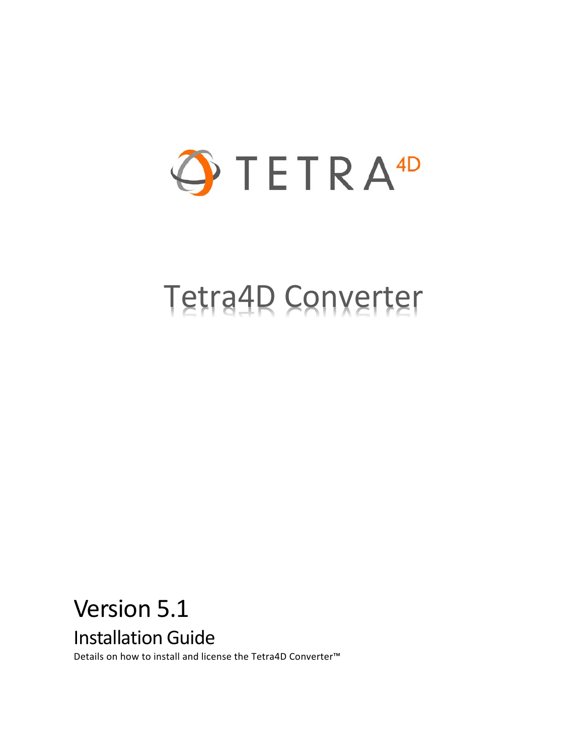TETRA 4D

# Tetra4D Converter

## Version 5.1

### Installation Guide

Details on how to install and license the Tetra4D Converter™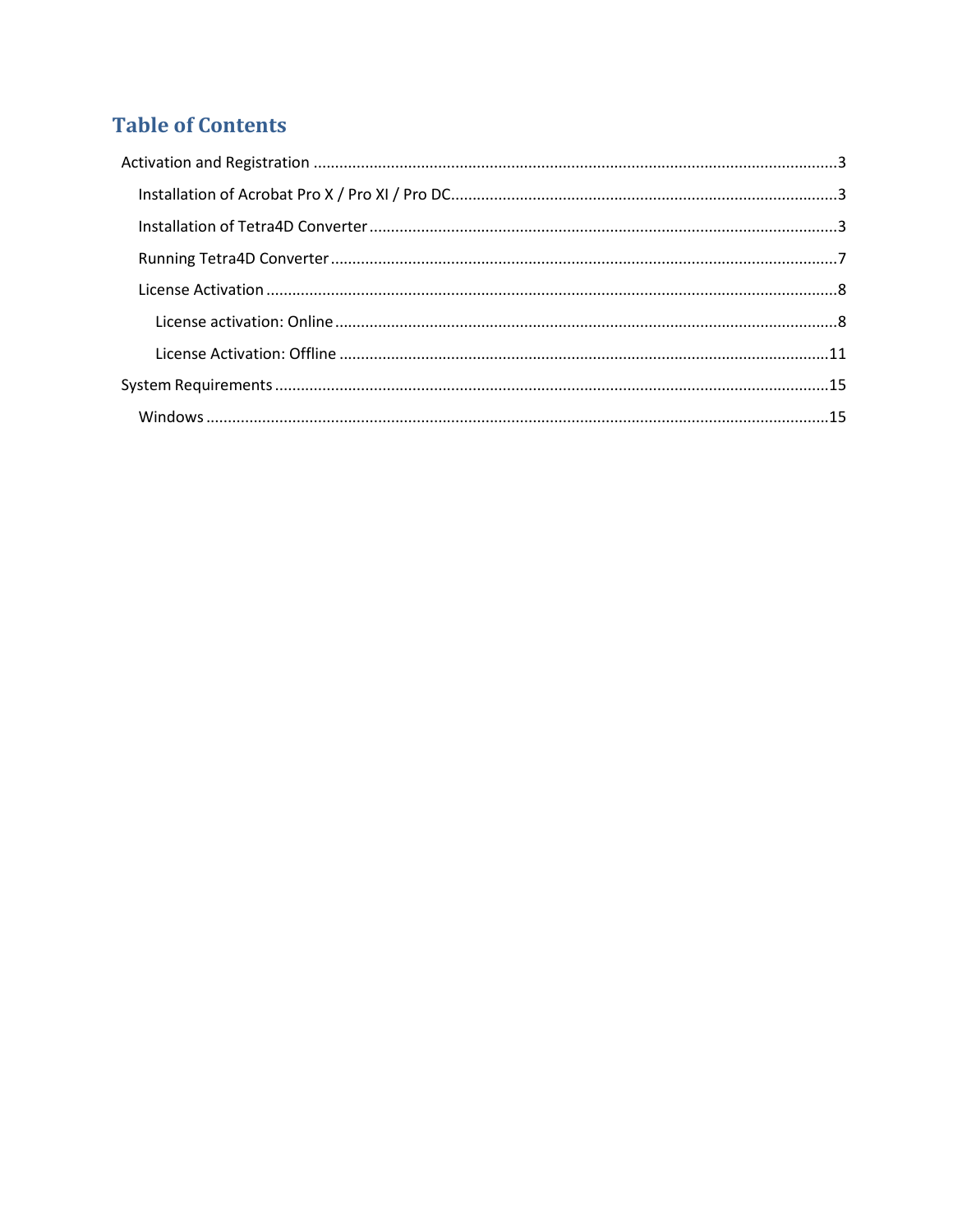# Table of Contents

- Activation and Registration ....................................................................................................................3
  - Installation of Acrobat Pro X / Pro XI / Pro DC.......................................................................................3
  - Installation of Tetra4D Converter ...........................................................................................................3
  - Running Tetra4D Converter ...................................................................................................................7
  - License Activation ..................................................................................................................................8
    - License activation: Online ..................................................................................................................8
    - License Activation: Offline ................................................................................................................11
- System Requirements ...............................................................................................................................15
  - Windows ..............................................................................................................................................15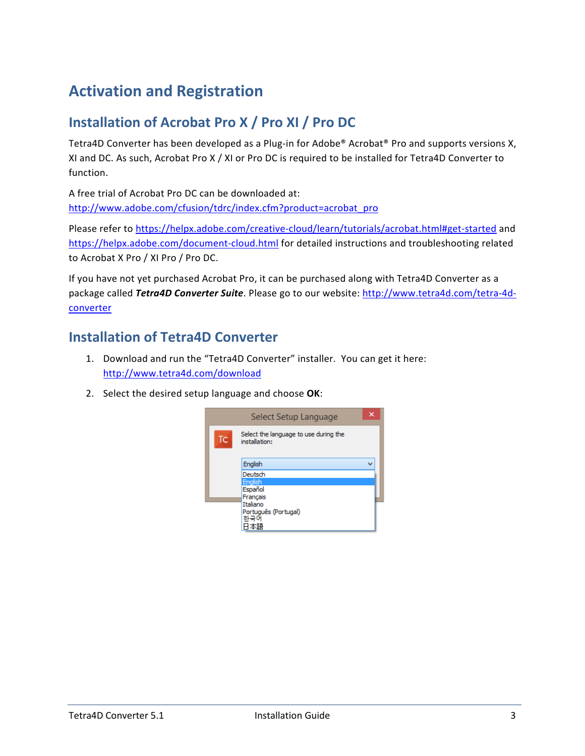# Activation and Registration

## Installation of Acrobat Pro X / Pro XI / Pro DC

Tetra4D Converter has been developed as a Plug-in for Adobe® Acrobat® Pro and supports versions X, XI and DC. As such, Acrobat Pro X / XI or Pro DC is required to be installed for Tetra4D Converter to function.

A free trial of Acrobat Pro DC can be downloaded at:
http://www.adobe.com/cfusion/tdrc/index.cfm?product=acrobat_pro

Please refer to https://helpx.adobe.com/creative-cloud/learn/tutorials/acrobat.html#get-started and https://helpx.adobe.com/document-cloud.html for detailed instructions and troubleshooting related to Acrobat X Pro / XI Pro / Pro DC.

If you have not yet purchased Acrobat Pro, it can be purchased along with Tetra4D Converter as a package called ***Tetra4D Converter Suite***. Please go to our website: http://www.tetra4d.com/tetra-4d-converter

## Installation of Tetra4D Converter

1. Download and run the "Tetra4D Converter" installer. You can get it here: http://www.tetra4d.com/download
2. Select the desired setup language and choose **OK**: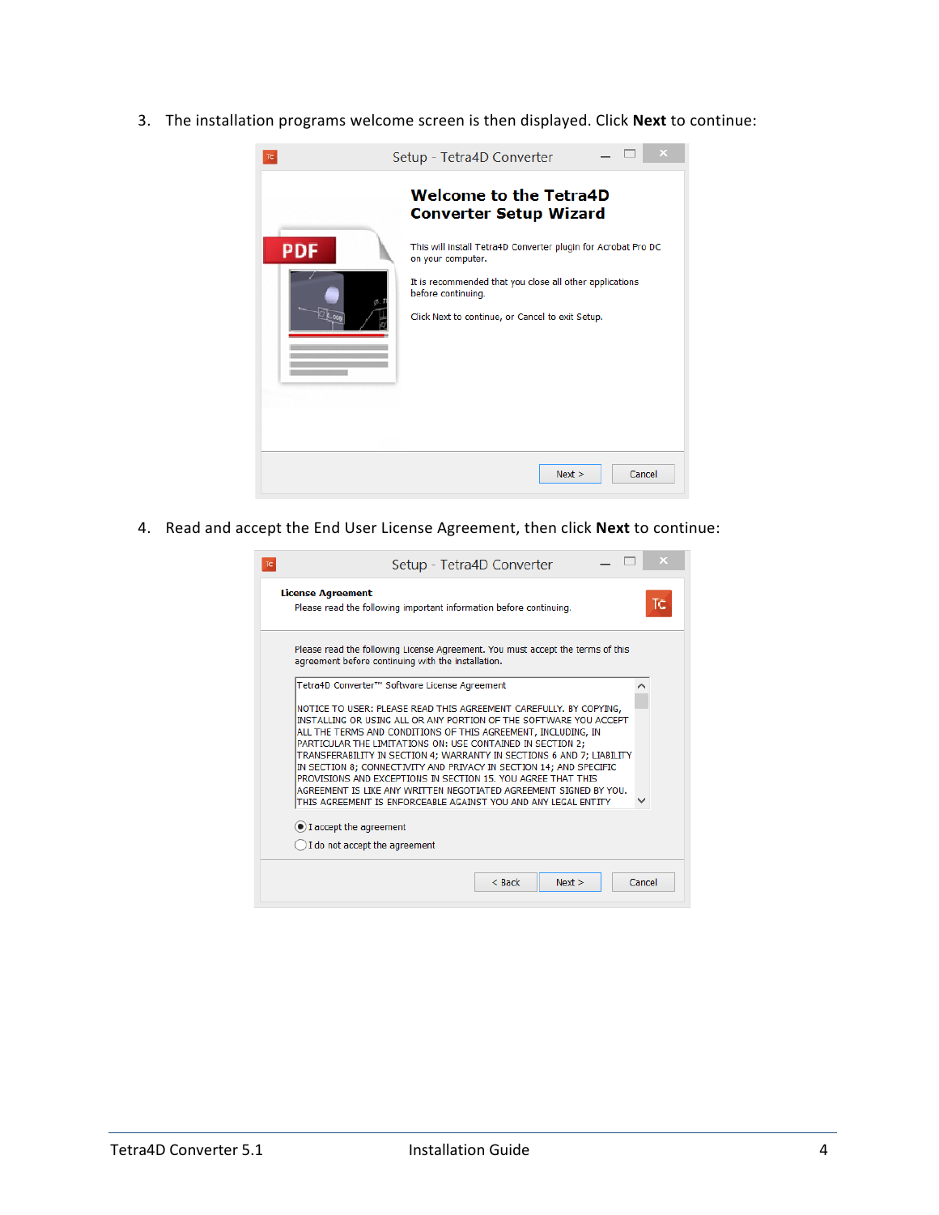3. The installation programs welcome screen is then displayed. Click **Next** to continue:

4. Read and accept the End User License Agreement, then click **Next** to continue: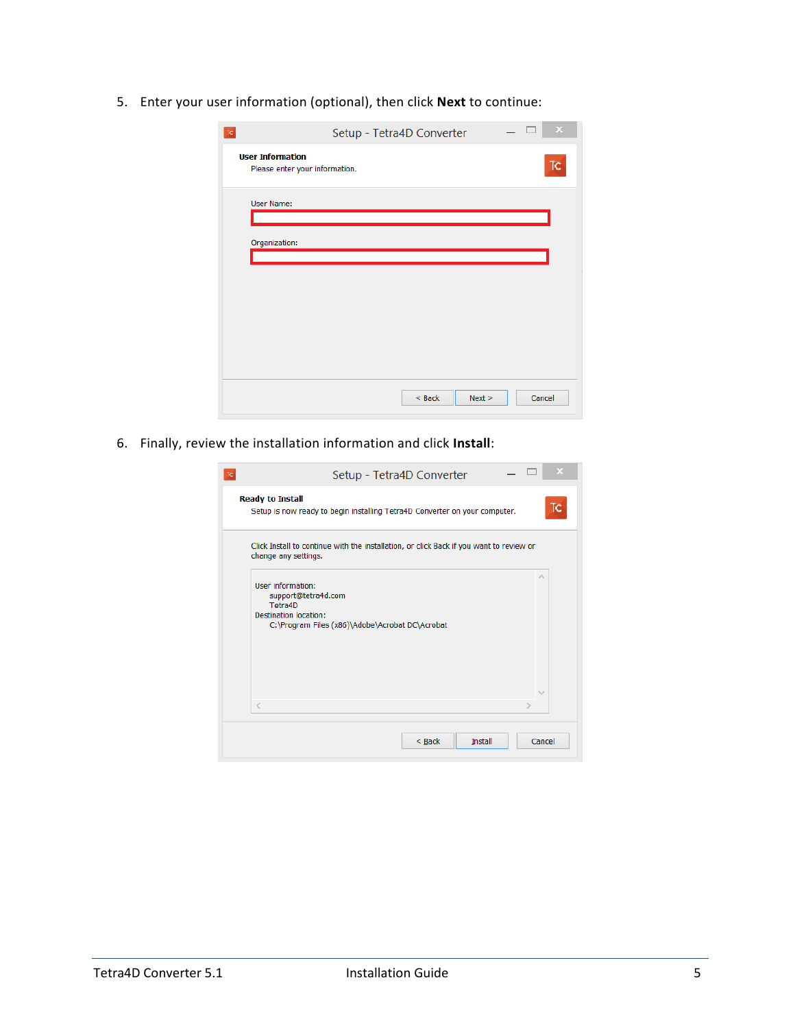5. Enter your user information (optional), then click **Next** to continue:

6. Finally, review the installation information and click **Install**: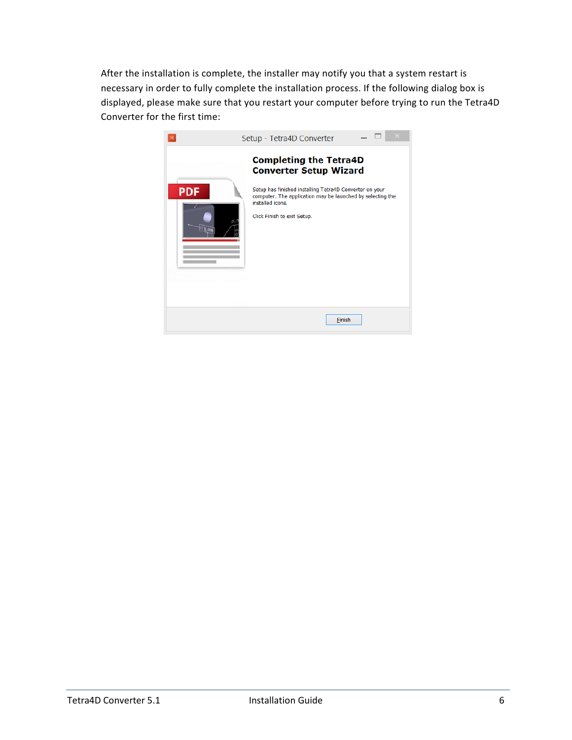After the installation is complete, the installer may notify you that a system restart is necessary in order to fully complete the installation process. If the following dialog box is displayed, please make sure that you restart your computer before trying to run the Tetra4D Converter for the first time: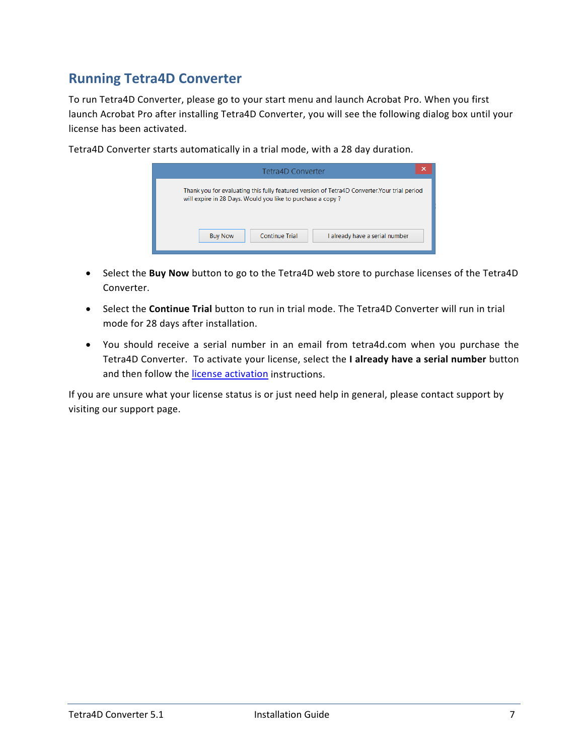## Running Tetra4D Converter

To run Tetra4D Converter, please go to your start menu and launch Acrobat Pro. When you first launch Acrobat Pro after installing Tetra4D Converter, you will see the following dialog box until your license has been activated.

Tetra4D Converter starts automatically in a trial mode, with a 28 day duration.

- Select the **Buy Now** button to go to the Tetra4D web store to purchase licenses of the Tetra4D Converter.
- Select the **Continue Trial** button to run in trial mode. The Tetra4D Converter will run in trial mode for 28 days after installation.
- You should receive a serial number in an email from tetra4d.com when you purchase the Tetra4D Converter. To activate your license, select the **I already have a serial number** button and then follow the license activation instructions.

If you are unsure what your license status is or just need help in general, please contact support by visiting our support page.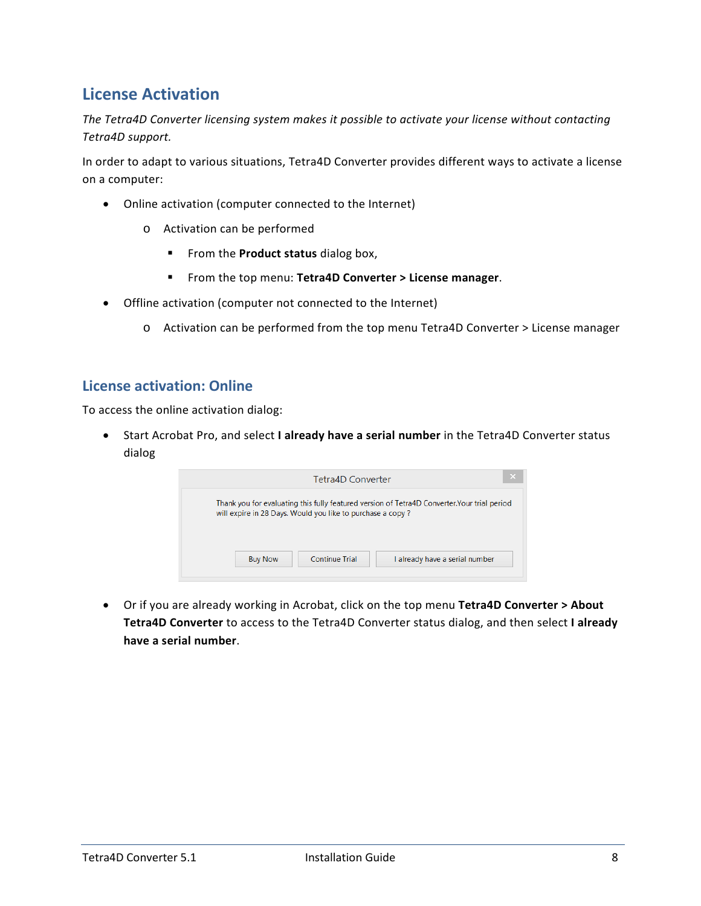## License Activation

*The Tetra4D Converter licensing system makes it possible to activate your license without contacting Tetra4D support.*

In order to adapt to various situations, Tetra4D Converter provides different ways to activate a license on a computer:

- Online activation (computer connected to the Internet)
    - Activation can be performed
        - From the **Product status** dialog box,
        - From the top menu: **Tetra4D Converter > License manager**.
- Offline activation (computer not connected to the Internet)
    - Activation can be performed from the top menu Tetra4D Converter > License manager

### License activation: Online

To access the online activation dialog:

- Start Acrobat Pro, and select **I already have a serial number** in the Tetra4D Converter status dialog
- Or if you are already working in Acrobat, click on the top menu **Tetra4D Converter > About Tetra4D Converter** to access to the Tetra4D Converter status dialog, and then select **I already have a serial number**.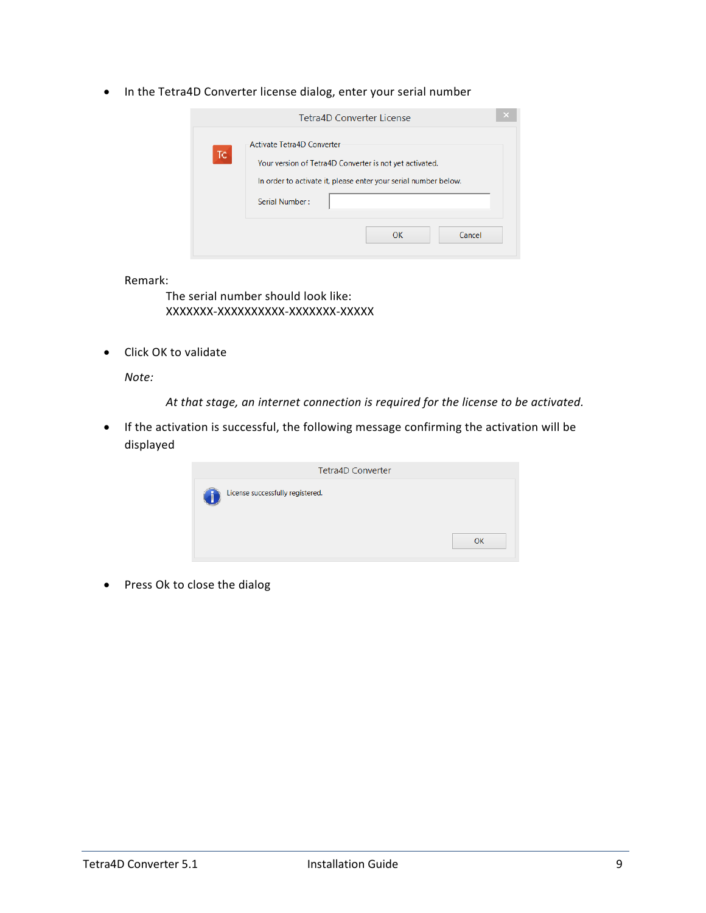- In the Tetra4D Converter license dialog, enter your serial number

Remark:

The serial number should look like:
XXXXXXX-XXXXXXXXXX-XXXXXXX-XXXXX

- Click OK to validate

*Note:*

*At that stage, an internet connection is required for the license to be activated.*

- If the activation is successful, the following message confirming the activation will be displayed

- Press Ok to close the dialog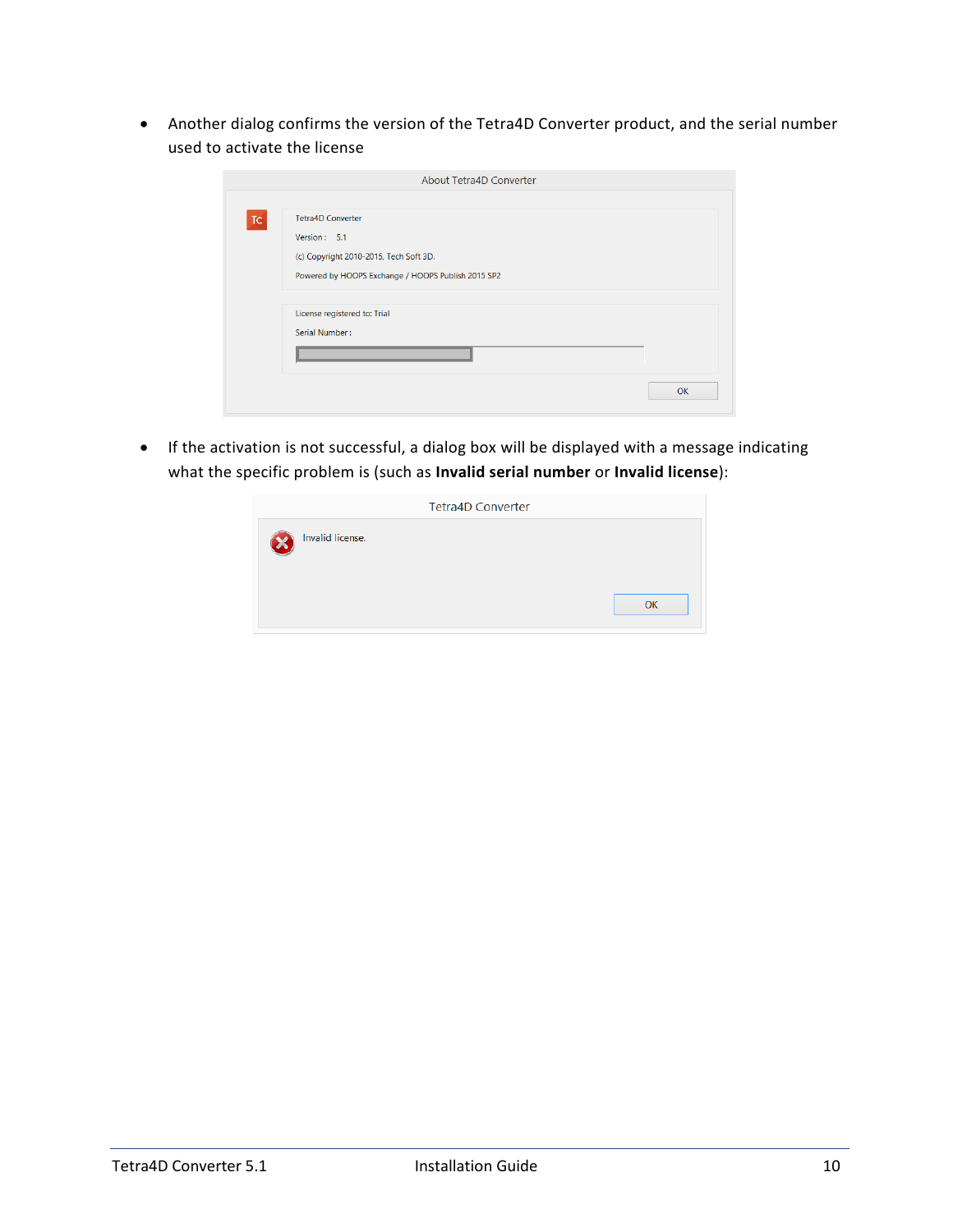- Another dialog confirms the version of the Tetra4D Converter product, and the serial number used to activate the license

- If the activation is not successful, a dialog box will be displayed with a message indicating what the specific problem is (such as **Invalid serial number** or **Invalid license**):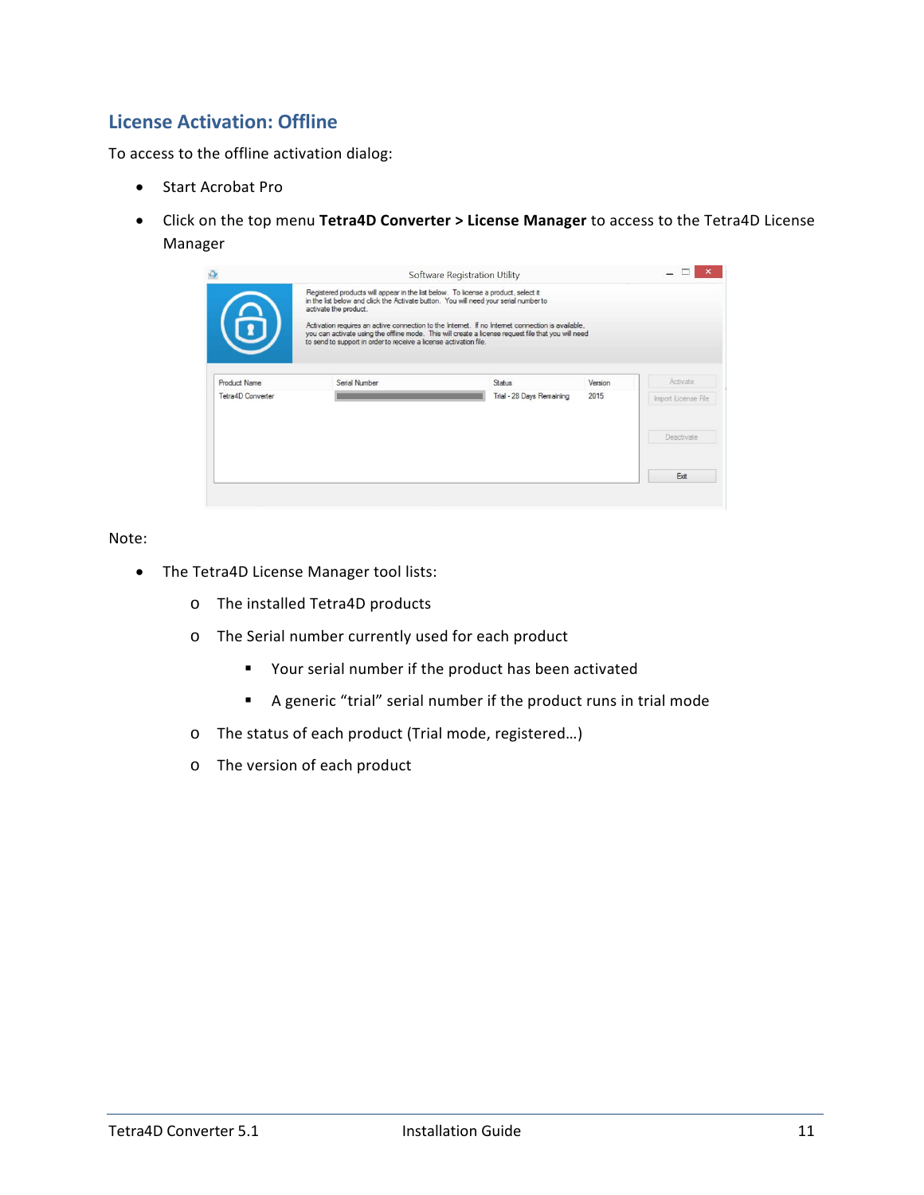## License Activation: Offline

To access to the offline activation dialog:

- Start Acrobat Pro
- Click on the top menu **Tetra4D Converter > License Manager** to access to the Tetra4D License Manager

Note:

- The Tetra4D License Manager tool lists:
  - The installed Tetra4D products
  - The Serial number currently used for each product
    - Your serial number if the product has been activated
    - A generic “trial” serial number if the product runs in trial mode
  - The status of each product (Trial mode, registered…)
  - The version of each product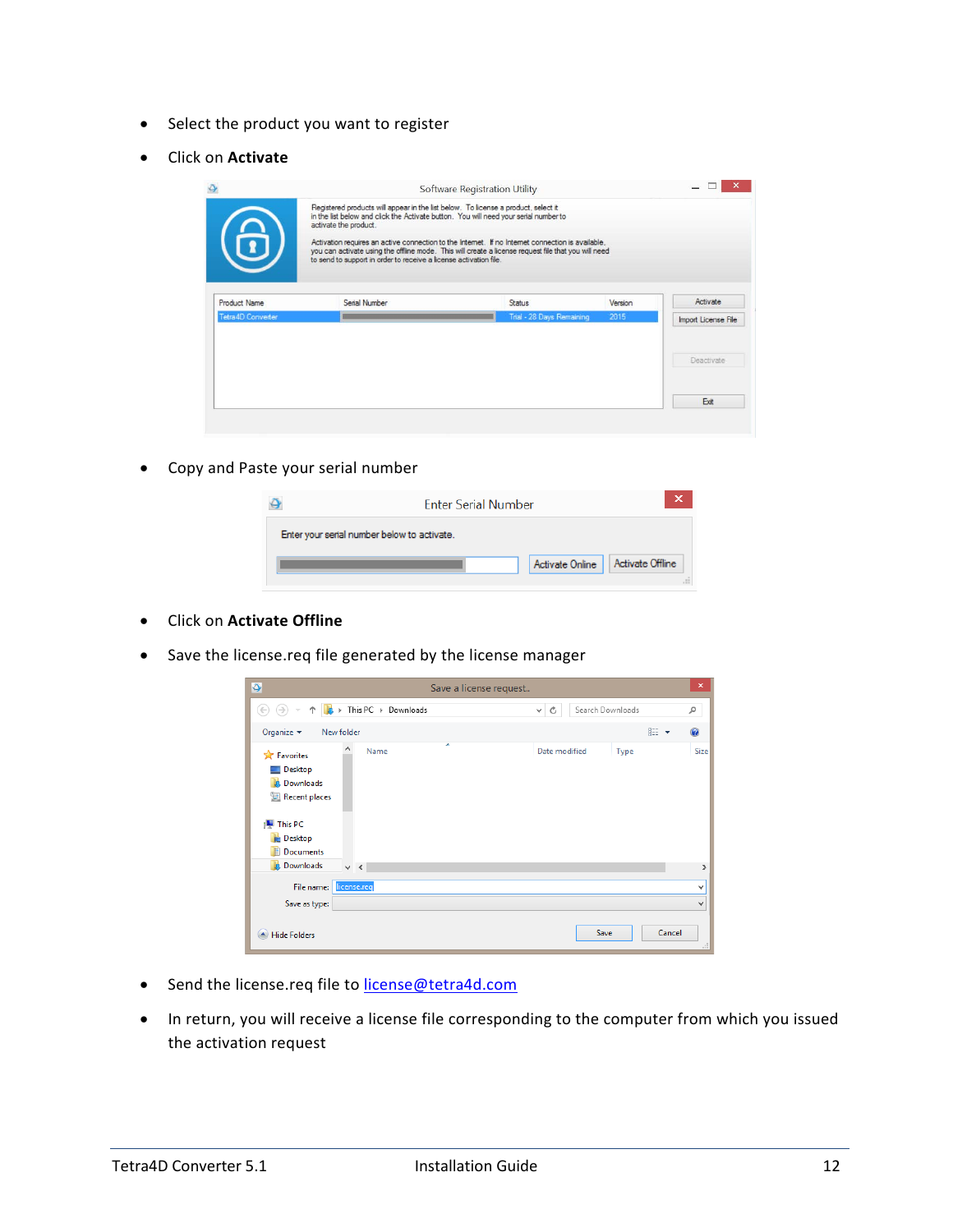- Select the product you want to register
- Click on **Activate**

- Copy and Paste your serial number

- Click on **Activate Offline**
- Save the license.req file generated by the license manager

- Send the license.req file to [license@tetra4d.com](mailto:license@tetra4d.com)
- In return, you will receive a license file corresponding to the computer from which you issued the activation request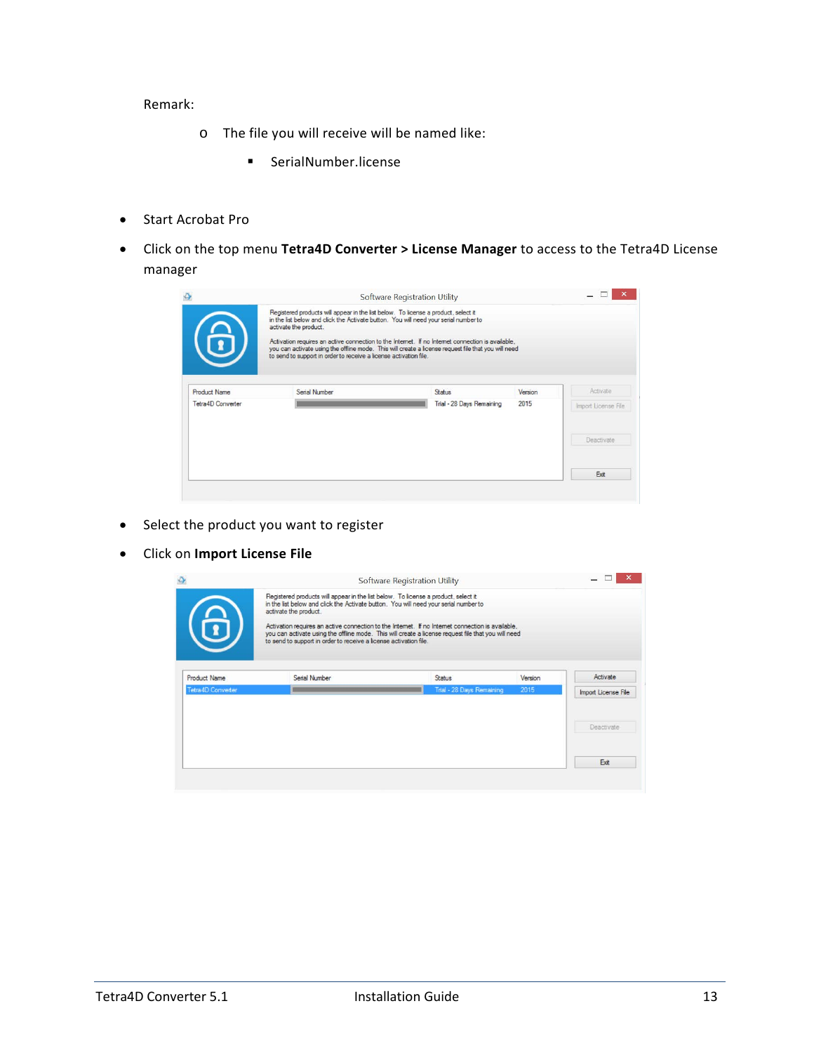Remark:

- The file you will receive will be named like:
    - SerialNumber.license

- Start Acrobat Pro
- Click on the top menu **Tetra4D Converter > License Manager** to access to the Tetra4D License manager
- Select the product you want to register
- Click on **Import License File**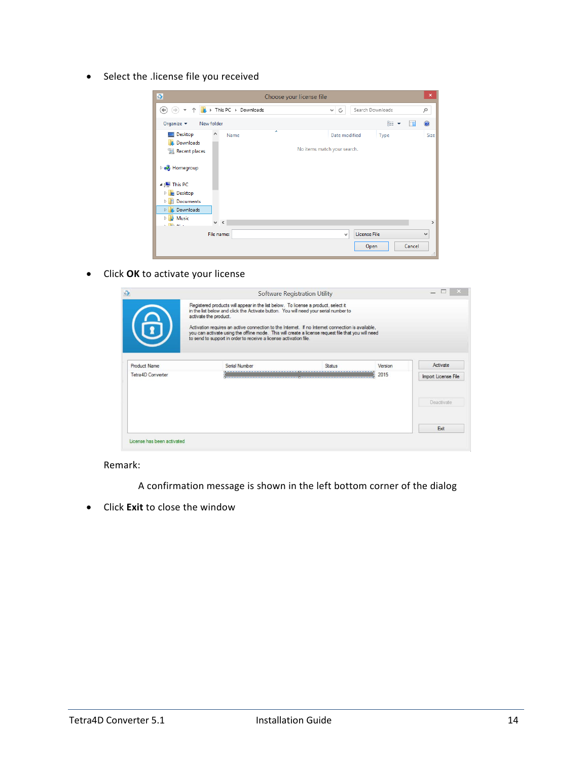- Select the .license file you received

- Click **OK** to activate your license

Remark:

A confirmation message is shown in the left bottom corner of the dialog

- Click **Exit** to close the window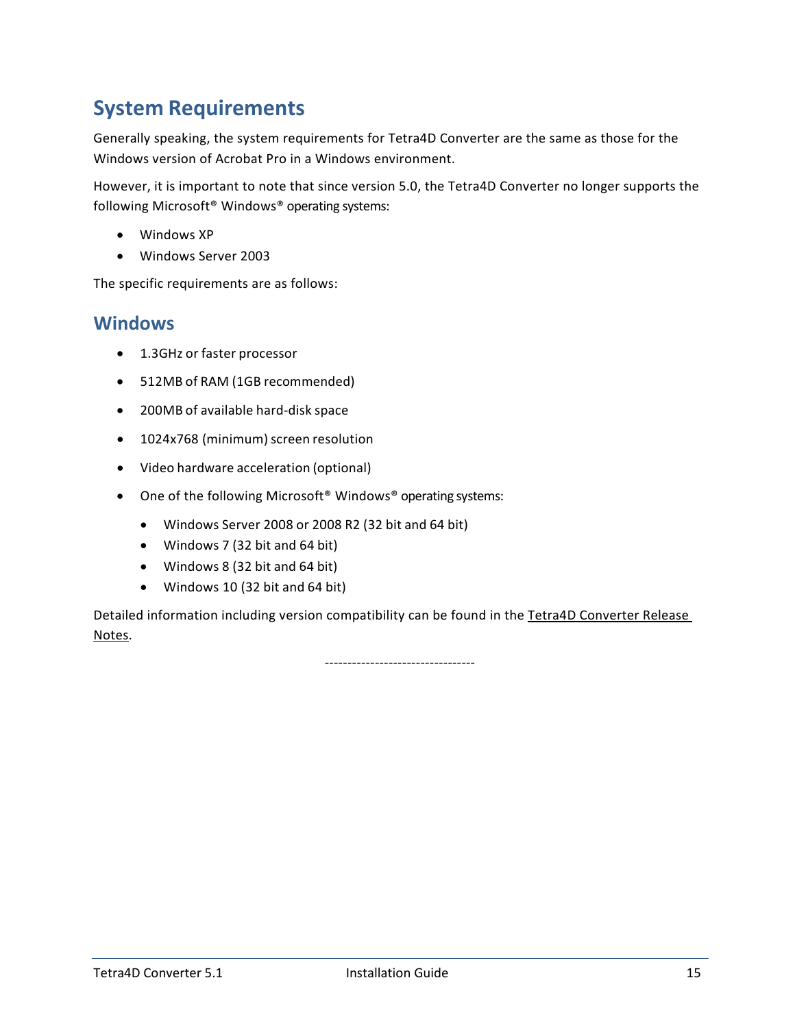# System Requirements

Generally speaking, the system requirements for Tetra4D Converter are the same as those for the Windows version of Acrobat Pro in a Windows environment.

However, it is important to note that since version 5.0, the Tetra4D Converter no longer supports the following Microsoft® Windows® operating systems:

- Windows XP
- Windows Server 2003

The specific requirements are as follows:

## Windows

- 1.3GHz or faster processor
- 512MB of RAM (1GB recommended)
- 200MB of available hard-disk space
- 1024x768 (minimum) screen resolution
- Video hardware acceleration (optional)
- One of the following Microsoft® Windows® operating systems:
  - Windows Server 2008 or 2008 R2 (32 bit and 64 bit)
  - Windows 7 (32 bit and 64 bit)
  - Windows 8 (32 bit and 64 bit)
  - Windows 10 (32 bit and 64 bit)

Detailed information including version compatibility can be found in the Tetra4D Converter Release Notes.

---------------------------------